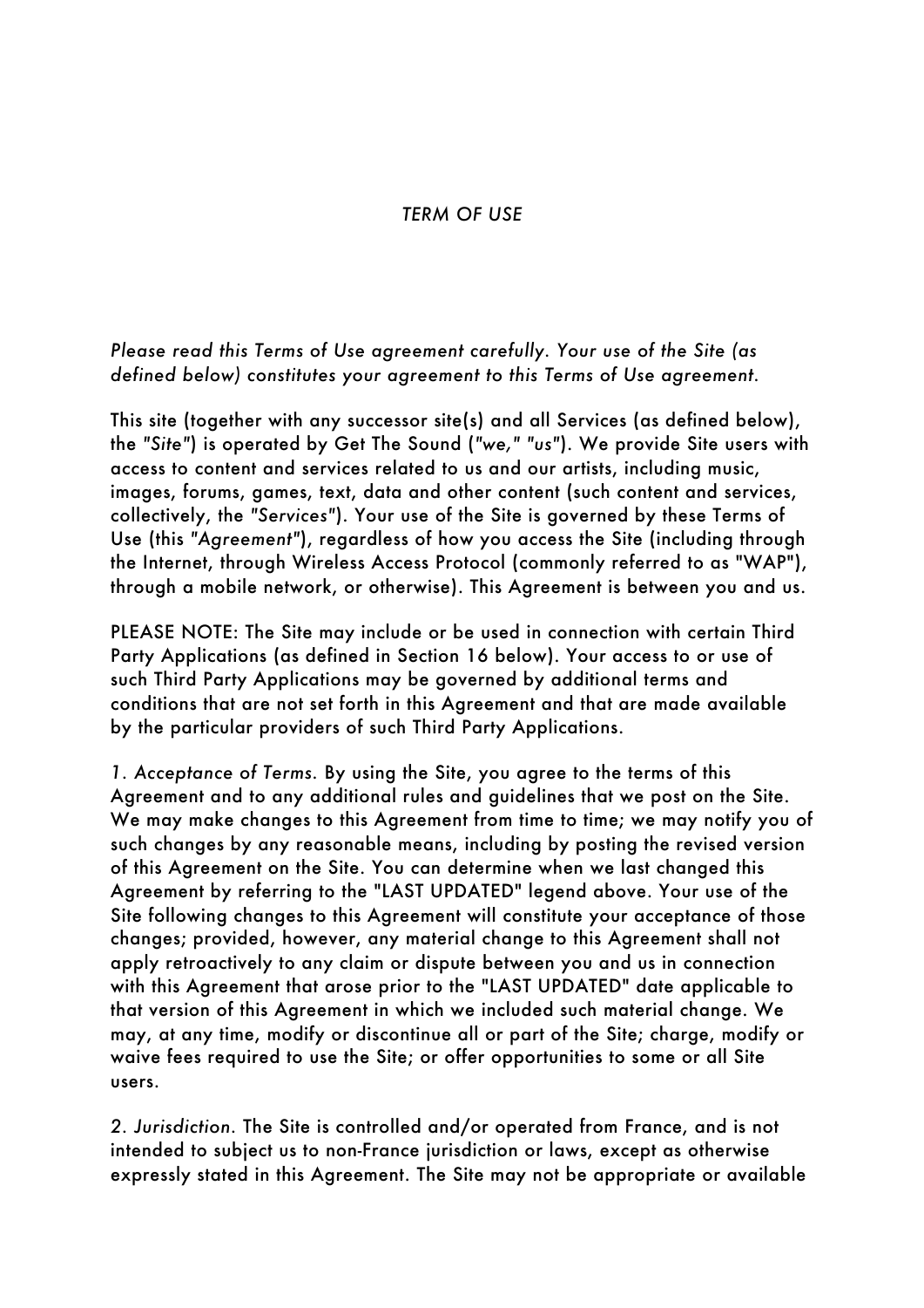# *TERM OF USE*

*Please read this Terms of Use agreement carefully. Your use of the Site (as defined below) constitutes your agreement to this Terms of Use agreement.*

This site (together with any successor site(s) and all Services (as defined below), the *"Site"*) is operated by Get The Sound (*"we," "us"*). We provide Site users with access to content and services related to us and our artists, including music, images, forums, games, text, data and other content (such content and services, collectively, the *"Services"*). Your use of the Site is governed by these Terms of Use (this *"Agreement"*), regardless of how you access the Site (including through the Internet, through Wireless Access Protocol (commonly referred to as "WAP"), through a mobile network, or otherwise). This Agreement is between you and us.

PLEASE NOTE: The Site may include or be used in connection with certain Third Party Applications (as defined in Section 16 below). Your access to or use of such Third Party Applications may be governed by additional terms and conditions that are not set forth in this Agreement and that are made available by the particular providers of such Third Party Applications.

*1. Acceptance of Terms.* By using the Site, you agree to the terms of this Agreement and to any additional rules and guidelines that we post on the Site. We may make changes to this Agreement from time to time; we may notify you of such changes by any reasonable means, including by posting the revised version of this Agreement on the Site. You can determine when we last changed this Agreement by referring to the "LAST UPDATED" legend above. Your use of the Site following changes to this Agreement will constitute your acceptance of those changes; provided, however, any material change to this Agreement shall not apply retroactively to any claim or dispute between you and us in connection with this Agreement that arose prior to the "LAST UPDATED" date applicable to that version of this Agreement in which we included such material change. We may, at any time, modify or discontinue all or part of the Site; charge, modify or waive fees required to use the Site; or offer opportunities to some or all Site users.

*2. Jurisdiction.* The Site is controlled and/or operated from France, and is not intended to subject us to non-France jurisdiction or laws, except as otherwise expressly stated in this Agreement. The Site may not be appropriate or available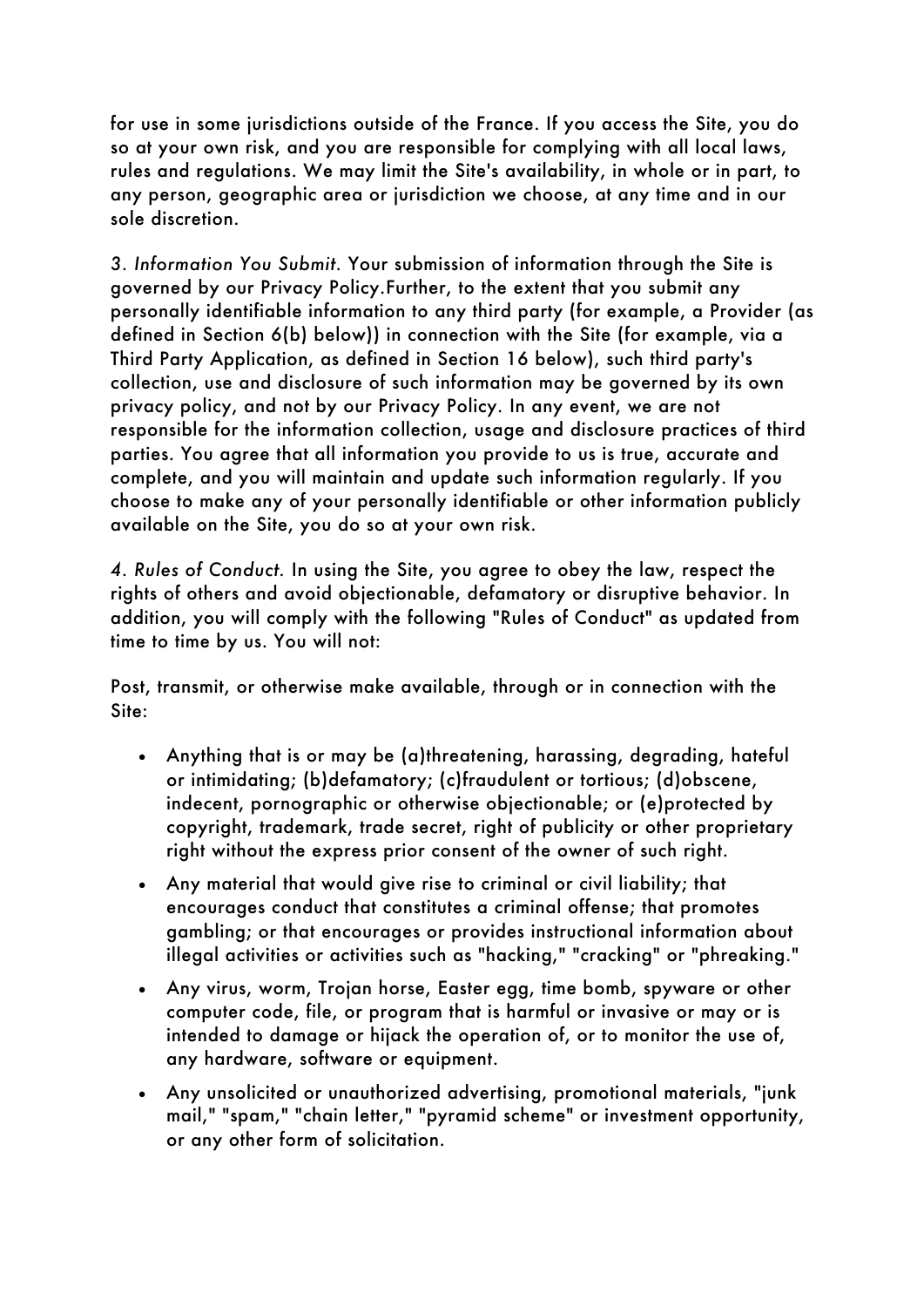for use in some jurisdictions outside of the France. If you access the Site, you do so at your own risk, and you are responsible for complying with all local laws, rules and regulations. We may limit the Site's availability, in whole or in part, to any person, geographic area or jurisdiction we choose, at any time and in our sole discretion.

3. *Information You Submit.* Your submission of information through the Site is governed by our Privacy Policy.Further, to the extent that you submit any personally identifiable information to any third party (for example, a Provider (as defined in Section 6(b) below)) in connection with the Site (for example, via a Third Party Application, as defined in Section 16 below), such third party's collection, use and disclosure of such information may be governed by its own privacy policy, and not by our Privacy Policy. In any event, we are not responsible for the information collection, usage and disclosure practices of third parties. You agree that all information you provide to us is true, accurate and complete, and you will maintain and update such information regularly. If you choose to make any of your personally identifiable or other information publicly available on the Site, you do so at your own risk.

*4. Rules of Conduct.* In using the Site, you agree to obey the law, respect the rights of others and avoid objectionable, defamatory or disruptive behavior. In addition, you will comply with the following "Rules of Conduct" as updated from time to time by us. You will not:

Post, transmit, or otherwise make available, through or in connection with the Site:

- Anything that is or may be (a)threatening, harassing, degrading, hateful or intimidating; (b)defamatory; (c)fraudulent or tortious; (d)obscene, indecent, pornographic or otherwise objectionable; or (e)protected by copyright, trademark, trade secret, right of publicity or other proprietary right without the express prior consent of the owner of such right.
- Any material that would give rise to criminal or civil liability; that encourages conduct that constitutes a criminal offense; that promotes gambling; or that encourages or provides instructional information about illegal activities or activities such as "hacking," "cracking" or "phreaking."
- Any virus, worm, Trojan horse, Easter egg, time bomb, spyware or other computer code, file, or program that is harmful or invasive or may or is intended to damage or hijack the operation of, or to monitor the use of, any hardware, software or equipment.
- Any unsolicited or unauthorized advertising, promotional materials, "junk mail," "spam," "chain letter," "pyramid scheme" or investment opportunity, or any other form of solicitation.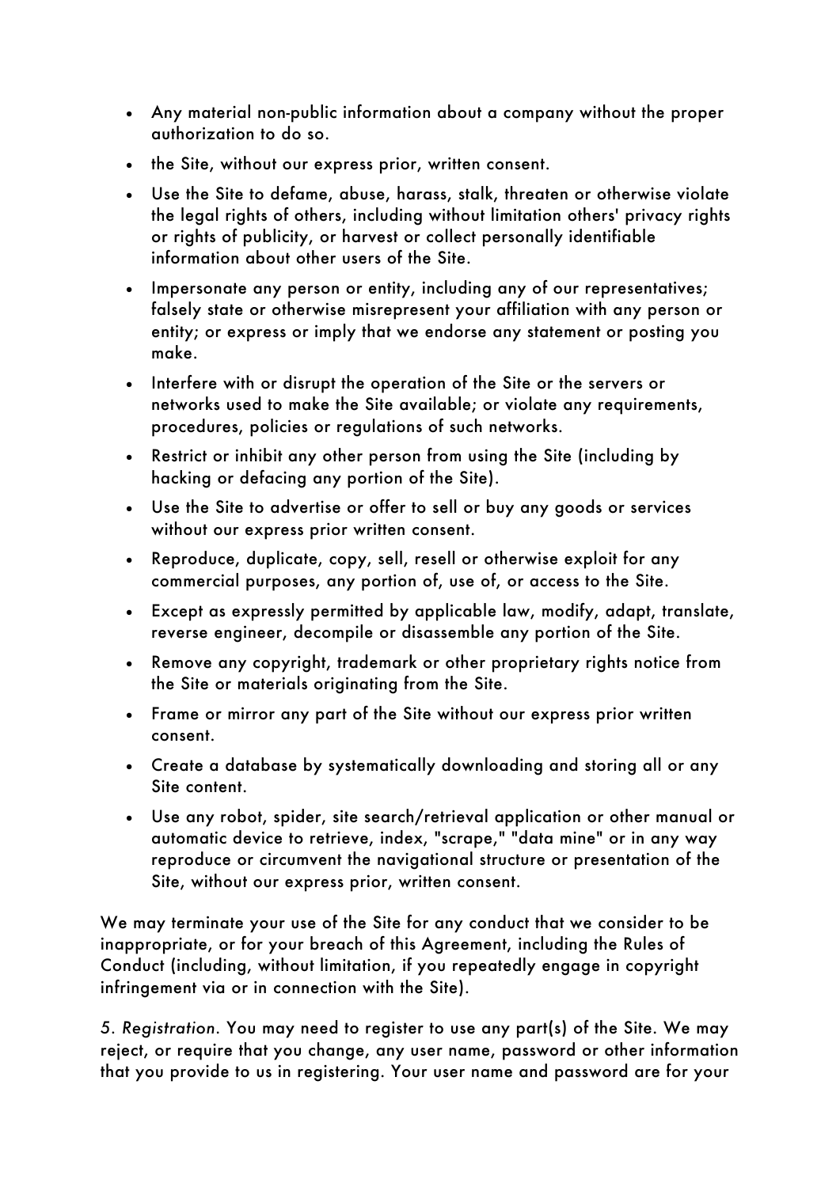- Any material non-public information about a company without the proper authorization to do so.
- the Site, without our express prior, written consent.
- Use the Site to defame, abuse, harass, stalk, threaten or otherwise violate the legal rights of others, including without limitation others' privacy rights or rights of publicity, or harvest or collect personally identifiable information about other users of the Site.
- Impersonate any person or entity, including any of our representatives; falsely state or otherwise misrepresent your affiliation with any person or entity; or express or imply that we endorse any statement or posting you make.
- Interfere with or disrupt the operation of the Site or the servers or networks used to make the Site available; or violate any requirements, procedures, policies or regulations of such networks.
- Restrict or inhibit any other person from using the Site (including by hacking or defacing any portion of the Site).
- Use the Site to advertise or offer to sell or buy any goods or services without our express prior written consent.
- Reproduce, duplicate, copy, sell, resell or otherwise exploit for any commercial purposes, any portion of, use of, or access to the Site.
- Except as expressly permitted by applicable law, modify, adapt, translate, reverse engineer, decompile or disassemble any portion of the Site.
- Remove any copyright, trademark or other proprietary rights notice from the Site or materials originating from the Site.
- Frame or mirror any part of the Site without our express prior written consent.
- Create a database by systematically downloading and storing all or any Site content.
- Use any robot, spider, site search/retrieval application or other manual or automatic device to retrieve, index, "scrape," "data mine" or in any way reproduce or circumvent the navigational structure or presentation of the Site, without our express prior, written consent.

We may terminate your use of the Site for any conduct that we consider to be inappropriate, or for your breach of this Agreement, including the Rules of Conduct (including, without limitation, if you repeatedly engage in copyright infringement via or in connection with the Site).

5. *Registration*. You may need to register to use any part(s) of the Site. We may reject, or require that you change, any user name, password or other information that you provide to us in registering. Your user name and password are for your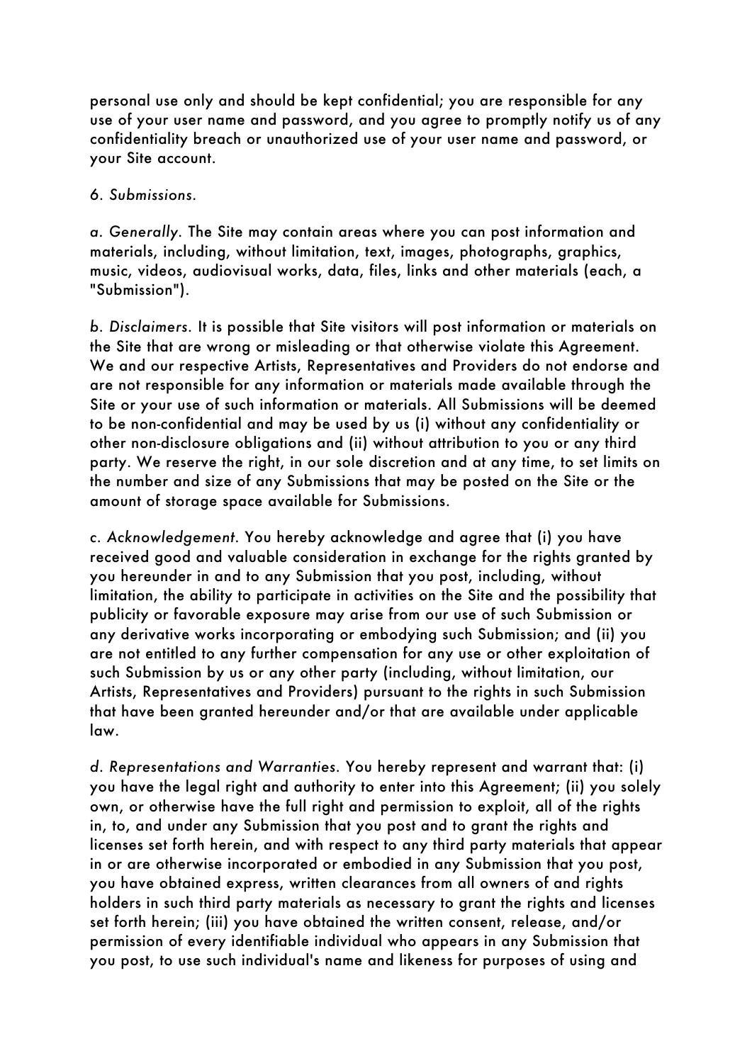personal use only and should be kept confidential; you are responsible for any use of your user name and password, and you agree to promptly notify us of any confidentiality breach or unauthorized use of your user name and password, or your Site account.

*6. Submissions.*

*a. Generally.* The Site may contain areas where you can post information and materials, including, without limitation, text, images, photographs, graphics, music, videos, audiovisual works, data, files, links and other materials (each, a "Submission").

*b. Disclaimers.* It is possible that Site visitors will post information or materials on the Site that are wrong or misleading or that otherwise violate this Agreement. We and our respective Artists, Representatives and Providers do not endorse and are not responsible for any information or materials made available through the Site or your use of such information or materials. All Submissions will be deemed to be non-confidential and may be used by us (i) without any confidentiality or other non-disclosure obligations and (ii) without attribution to you or any third party. We reserve the right, in our sole discretion and at any time, to set limits on the number and size of any Submissions that may be posted on the Site or the amount of storage space available for Submissions.

*c. Acknowledgement.* You hereby acknowledge and agree that (i) you have received good and valuable consideration in exchange for the rights granted by you hereunder in and to any Submission that you post, including, without limitation, the ability to participate in activities on the Site and the possibility that publicity or favorable exposure may arise from our use of such Submission or any derivative works incorporating or embodying such Submission; and (ii) you are not entitled to any further compensation for any use or other exploitation of such Submission by us or any other party (including, without limitation, our Artists, Representatives and Providers) pursuant to the rights in such Submission that have been granted hereunder and/or that are available under applicable law.

*d. Representations and Warranties.* You hereby represent and warrant that: (i) you have the legal right and authority to enter into this Agreement; (ii) you solely own, or otherwise have the full right and permission to exploit, all of the rights in, to, and under any Submission that you post and to grant the rights and licenses set forth herein, and with respect to any third party materials that appear in or are otherwise incorporated or embodied in any Submission that you post, you have obtained express, written clearances from all owners of and rights holders in such third party materials as necessary to grant the rights and licenses set forth herein; (iii) you have obtained the written consent, release, and/or permission of every identifiable individual who appears in any Submission that you post, to use such individual's name and likeness for purposes of using and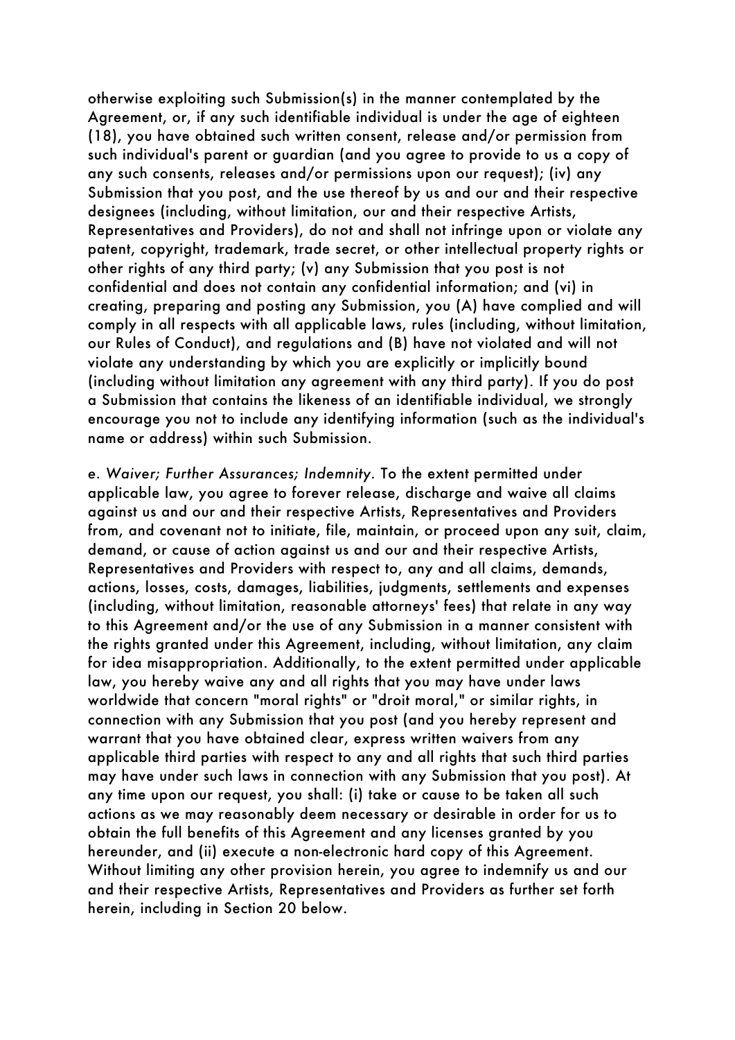otherwise exploiting such Submission(s) in the manner contemplated by the Agreement, or, if any such identifiable individual is under the age of eighteen (18), you have obtained such written consent, release and/or permission from such individual's parent or guardian (and you agree to provide to us a copy of any such consents, releases and/or permissions upon our request); (iv) any Submission that you post, and the use thereof by us and our and their respective designees (including, without limitation, our and their respective Artists, Representatives and Providers), do not and shall not infringe upon or violate any patent, copyright, trademark, trade secret, or other intellectual property rights or other rights of any third party; (v) any Submission that you post is not confidential and does not contain any confidential information; and (vi) in creating, preparing and posting any Submission, you (A) have complied and will comply in all respects with all applicable laws, rules (including, without limitation, our Rules of Conduct), and regulations and (B) have not violated and will not violate any understanding by which you are explicitly or implicitly bound (including without limitation any agreement with any third party). If you do post a Submission that contains the likeness of an identifiable individual, we strongly encourage you not to include any identifying information (such as the individual's name or address) within such Submission.

e. *Waiver; Further Assurances; Indemnity.* To the extent permitted under applicable law, you agree to forever release, discharge and waive all claims against us and our and their respective Artists, Representatives and Providers from, and covenant not to initiate, file, maintain, or proceed upon any suit, claim, demand, or cause of action against us and our and their respective Artists, Representatives and Providers with respect to, any and all claims, demands, actions, losses, costs, damages, liabilities, judgments, settlements and expenses (including, without limitation, reasonable attorneys' fees) that relate in any way to this Agreement and/or the use of any Submission in a manner consistent with the rights granted under this Agreement, including, without limitation, any claim for idea misappropriation. Additionally, to the extent permitted under applicable law, you hereby waive any and all rights that you may have under laws worldwide that concern "moral rights" or "droit moral," or similar rights, in connection with any Submission that you post (and you hereby represent and warrant that you have obtained clear, express written waivers from any applicable third parties with respect to any and all rights that such third parties may have under such laws in connection with any Submission that you post). At any time upon our request, you shall: (i) take or cause to be taken all such actions as we may reasonably deem necessary or desirable in order for us to obtain the full benefits of this Agreement and any licenses granted by you hereunder, and (ii) execute a non-electronic hard copy of this Agreement. Without limiting any other provision herein, you agree to indemnify us and our and their respective Artists, Representatives and Providers as further set forth herein, including in Section 20 below.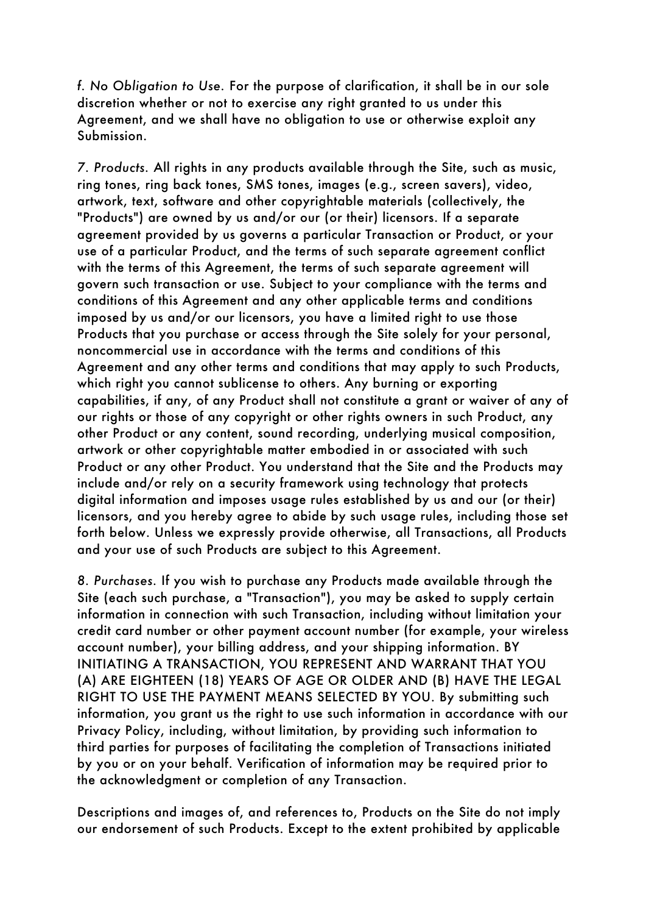*f. No Obligation to Use*. For the purpose of clarification, it shall be in our sole discretion whether or not to exercise any right granted to us under this Agreement, and we shall have no obligation to use or otherwise exploit any Submission.

*7. Products*. All rights in any products available through the Site, such as music, ring tones, ring back tones, SMS tones, images (e.g., screen savers), video, artwork, text, software and other copyrightable materials (collectively, the "Products") are owned by us and/or our (or their) licensors. If a separate agreement provided by us governs a particular Transaction or Product, or your use of a particular Product, and the terms of such separate agreement conflict with the terms of this Agreement, the terms of such separate agreement will govern such transaction or use. Subject to your compliance with the terms and conditions of this Agreement and any other applicable terms and conditions imposed by us and/or our licensors, you have a limited right to use those Products that you purchase or access through the Site solely for your personal, noncommercial use in accordance with the terms and conditions of this Agreement and any other terms and conditions that may apply to such Products, which right you cannot sublicense to others. Any burning or exporting capabilities, if any, of any Product shall not constitute a grant or waiver of any of our rights or those of any copyright or other rights owners in such Product, any other Product or any content, sound recording, underlying musical composition, artwork or other copyrightable matter embodied in or associated with such Product or any other Product. You understand that the Site and the Products may include and/or rely on a security framework using technology that protects digital information and imposes usage rules established by us and our (or their) licensors, and you hereby agree to abide by such usage rules, including those set forth below. Unless we expressly provide otherwise, all Transactions, all Products and your use of such Products are subject to this Agreement.

*8. Purchases*. If you wish to purchase any Products made available through the Site (each such purchase, a "Transaction"), you may be asked to supply certain information in connection with such Transaction, including without limitation your credit card number or other payment account number (for example, your wireless account number), your billing address, and your shipping information. BY INITIATING A TRANSACTION, YOU REPRESENT AND WARRANT THAT YOU (A) ARE EIGHTEEN (18) YEARS OF AGE OR OLDER AND (B) HAVE THE LEGAL RIGHT TO USE THE PAYMENT MEANS SELECTED BY YOU. By submitting such information, you grant us the right to use such information in accordance with our Privacy Policy, including, without limitation, by providing such information to third parties for purposes of facilitating the completion of Transactions initiated by you or on your behalf. Verification of information may be required prior to the acknowledgment or completion of any Transaction.

Descriptions and images of, and references to, Products on the Site do not imply our endorsement of such Products. Except to the extent prohibited by applicable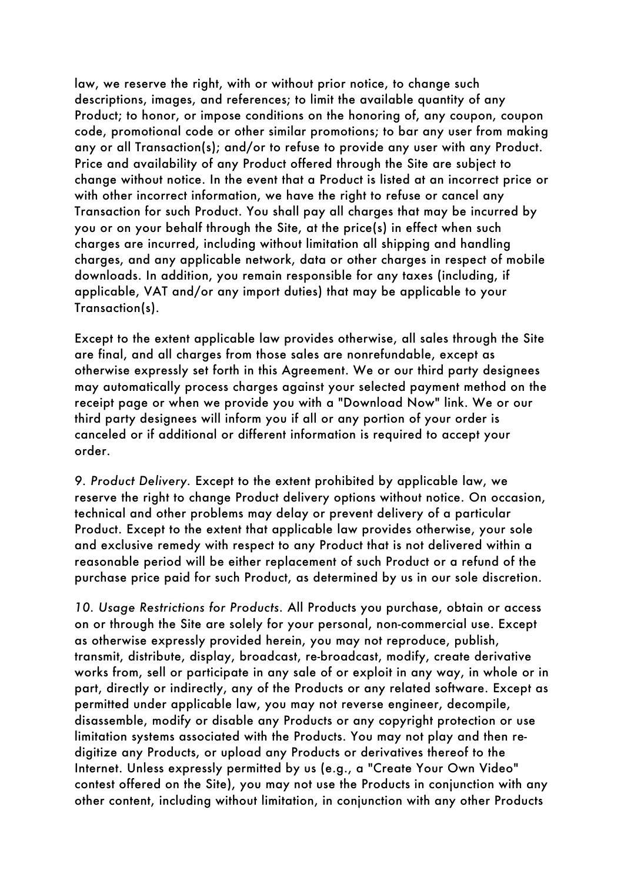law, we reserve the right, with or without prior notice, to change such descriptions, images, and references; to limit the available quantity of any Product; to honor, or impose conditions on the honoring of, any coupon, coupon code, promotional code or other similar promotions; to bar any user from making any or all Transaction(s); and/or to refuse to provide any user with any Product. Price and availability of any Product offered through the Site are subject to change without notice. In the event that a Product is listed at an incorrect price or with other incorrect information, we have the right to refuse or cancel any Transaction for such Product. You shall pay all charges that may be incurred by you or on your behalf through the Site, at the price(s) in effect when such charges are incurred, including without limitation all shipping and handling charges, and any applicable network, data or other charges in respect of mobile downloads. In addition, you remain responsible for any taxes (including, if applicable, VAT and/or any import duties) that may be applicable to your Transaction(s).

Except to the extent applicable law provides otherwise, all sales through the Site are final, and all charges from those sales are nonrefundable, except as otherwise expressly set forth in this Agreement. We or our third party designees may automatically process charges against your selected payment method on the receipt page or when we provide you with a "Download Now" link. We or our third party designees will inform you if all or any portion of your order is canceled or if additional or different information is required to accept your order.

9. *Product Delivery.* Except to the extent prohibited by applicable law, we reserve the right to change Product delivery options without notice. On occasion, technical and other problems may delay or prevent delivery of a particular Product. Except to the extent that applicable law provides otherwise, your sole and exclusive remedy with respect to any Product that is not delivered within a reasonable period will be either replacement of such Product or a refund of the purchase price paid for such Product, as determined by us in our sole discretion.

*10. Usage Restrictions for Products.* All Products you purchase, obtain or access on or through the Site are solely for your personal, non-commercial use. Except as otherwise expressly provided herein, you may not reproduce, publish, transmit, distribute, display, broadcast, re-broadcast, modify, create derivative works from, sell or participate in any sale of or exploit in any way, in whole or in part, directly or indirectly, any of the Products or any related software. Except as permitted under applicable law, you may not reverse engineer, decompile, disassemble, modify or disable any Products or any copyright protection or use limitation systems associated with the Products. You may not play and then re-digitize any Products, or upload any Products or derivatives thereof to the Internet. Unless expressly permitted by us (e.g., a "Create Your Own Video" contest offered on the Site), you may not use the Products in conjunction with any other content, including without limitation, in conjunction with any other Products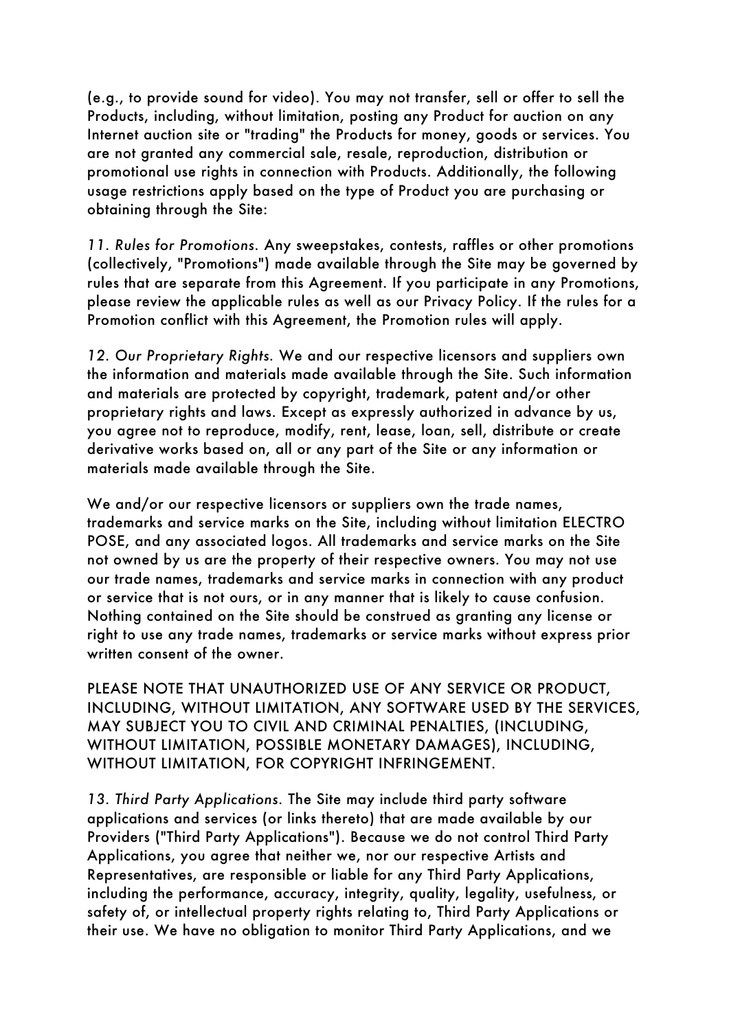(e.g., to provide sound for video). You may not transfer, sell or offer to sell the Products, including, without limitation, posting any Product for auction on any Internet auction site or "trading" the Products for money, goods or services. You are not granted any commercial sale, resale, reproduction, distribution or promotional use rights in connection with Products. Additionally, the following usage restrictions apply based on the type of Product you are purchasing or obtaining through the Site:

*11. Rules for Promotions.* Any sweepstakes, contests, raffles or other promotions (collectively, "Promotions") made available through the Site may be governed by rules that are separate from this Agreement. If you participate in any Promotions, please review the applicable rules as well as our Privacy Policy. If the rules for a Promotion conflict with this Agreement, the Promotion rules will apply.

*12. Our Proprietary Rights.* We and our respective licensors and suppliers own the information and materials made available through the Site. Such information and materials are protected by copyright, trademark, patent and/or other proprietary rights and laws. Except as expressly authorized in advance by us, you agree not to reproduce, modify, rent, lease, loan, sell, distribute or create derivative works based on, all or any part of the Site or any information or materials made available through the Site.

We and/or our respective licensors or suppliers own the trade names, trademarks and service marks on the Site, including without limitation ELECTRO POSE, and any associated logos. All trademarks and service marks on the Site not owned by us are the property of their respective owners. You may not use our trade names, trademarks and service marks in connection with any product or service that is not ours, or in any manner that is likely to cause confusion. Nothing contained on the Site should be construed as granting any license or right to use any trade names, trademarks or service marks without express prior written consent of the owner.

PLEASE NOTE THAT UNAUTHORIZED USE OF ANY SERVICE OR PRODUCT, INCLUDING, WITHOUT LIMITATION, ANY SOFTWARE USED BY THE SERVICES, MAY SUBJECT YOU TO CIVIL AND CRIMINAL PENALTIES, (INCLUDING, WITHOUT LIMITATION, POSSIBLE MONETARY DAMAGES), INCLUDING, WITHOUT LIMITATION, FOR COPYRIGHT INFRINGEMENT.

*13. Third Party Applications.* The Site may include third party software applications and services (or links thereto) that are made available by our Providers ("Third Party Applications"). Because we do not control Third Party Applications, you agree that neither we, nor our respective Artists and Representatives, are responsible or liable for any Third Party Applications, including the performance, accuracy, integrity, quality, legality, usefulness, or safety of, or intellectual property rights relating to, Third Party Applications or their use. We have no obligation to monitor Third Party Applications, and we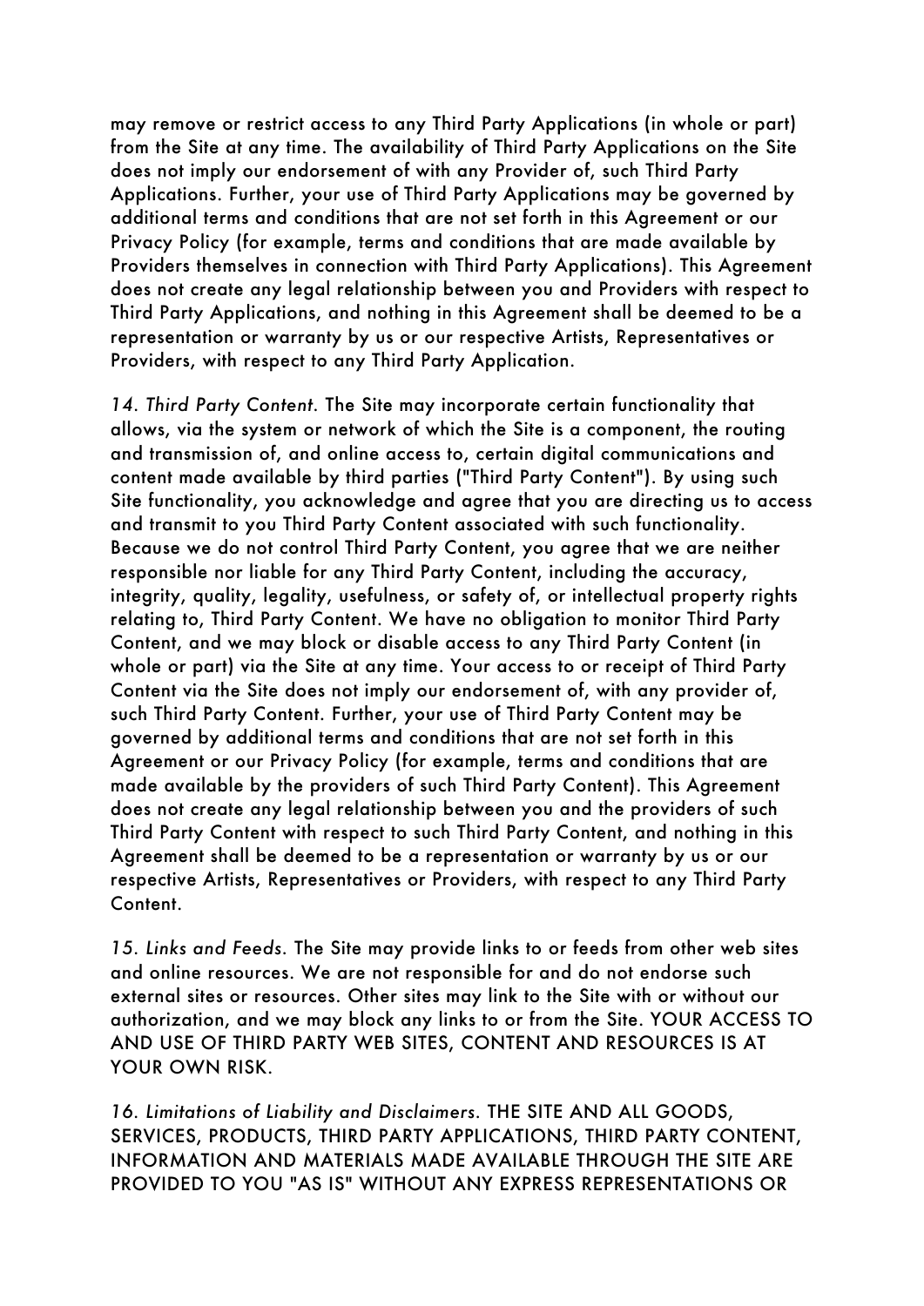may remove or restrict access to any Third Party Applications (in whole or part) from the Site at any time. The availability of Third Party Applications on the Site does not imply our endorsement of with any Provider of, such Third Party Applications. Further, your use of Third Party Applications may be governed by additional terms and conditions that are not set forth in this Agreement or our Privacy Policy (for example, terms and conditions that are made available by Providers themselves in connection with Third Party Applications). This Agreement does not create any legal relationship between you and Providers with respect to Third Party Applications, and nothing in this Agreement shall be deemed to be a representation or warranty by us or our respective Artists, Representatives or Providers, with respect to any Third Party Application.

*14. Third Party Content.* The Site may incorporate certain functionality that allows, via the system or network of which the Site is a component, the routing and transmission of, and online access to, certain digital communications and content made available by third parties ("Third Party Content"). By using such Site functionality, you acknowledge and agree that you are directing us to access and transmit to you Third Party Content associated with such functionality. Because we do not control Third Party Content, you agree that we are neither responsible nor liable for any Third Party Content, including the accuracy, integrity, quality, legality, usefulness, or safety of, or intellectual property rights relating to, Third Party Content. We have no obligation to monitor Third Party Content, and we may block or disable access to any Third Party Content (in whole or part) via the Site at any time. Your access to or receipt of Third Party Content via the Site does not imply our endorsement of, with any provider of, such Third Party Content. Further, your use of Third Party Content may be governed by additional terms and conditions that are not set forth in this Agreement or our Privacy Policy (for example, terms and conditions that are made available by the providers of such Third Party Content). This Agreement does not create any legal relationship between you and the providers of such Third Party Content with respect to such Third Party Content, and nothing in this Agreement shall be deemed to be a representation or warranty by us or our respective Artists, Representatives or Providers, with respect to any Third Party Content.

*15. Links and Feeds.* The Site may provide links to or feeds from other web sites and online resources. We are not responsible for and do not endorse such external sites or resources. Other sites may link to the Site with or without our authorization, and we may block any links to or from the Site. YOUR ACCESS TO AND USE OF THIRD PARTY WEB SITES, CONTENT AND RESOURCES IS AT YOUR OWN RISK.

*16. Limitations of Liability and Disclaimers.* THE SITE AND ALL GOODS, SERVICES, PRODUCTS, THIRD PARTY APPLICATIONS, THIRD PARTY CONTENT, INFORMATION AND MATERIALS MADE AVAILABLE THROUGH THE SITE ARE PROVIDED TO YOU "AS IS" WITHOUT ANY EXPRESS REPRESENTATIONS OR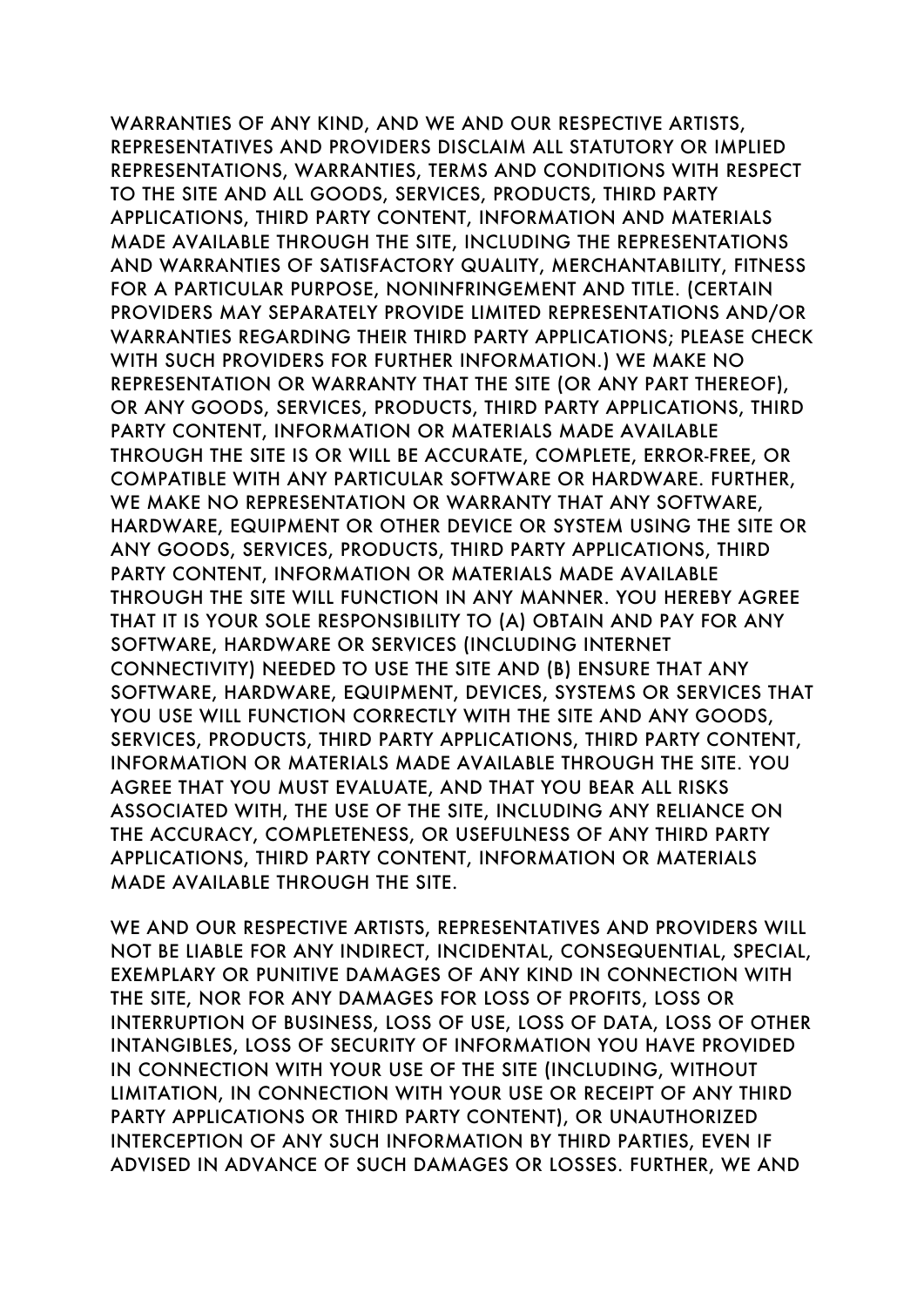WARRANTIES OF ANY KIND, AND WE AND OUR RESPECTIVE ARTISTS, REPRESENTATIVES AND PROVIDERS DISCLAIM ALL STATUTORY OR IMPLIED REPRESENTATIONS, WARRANTIES, TERMS AND CONDITIONS WITH RESPECT TO THE SITE AND ALL GOODS, SERVICES, PRODUCTS, THIRD PARTY APPLICATIONS, THIRD PARTY CONTENT, INFORMATION AND MATERIALS MADE AVAILABLE THROUGH THE SITE, INCLUDING THE REPRESENTATIONS AND WARRANTIES OF SATISFACTORY QUALITY, MERCHANTABILITY, FITNESS FOR A PARTICULAR PURPOSE, NONINFRINGEMENT AND TITLE. (CERTAIN PROVIDERS MAY SEPARATELY PROVIDE LIMITED REPRESENTATIONS AND/OR WARRANTIES REGARDING THEIR THIRD PARTY APPLICATIONS; PLEASE CHECK WITH SUCH PROVIDERS FOR FURTHER INFORMATION.) WE MAKE NO REPRESENTATION OR WARRANTY THAT THE SITE (OR ANY PART THEREOF), OR ANY GOODS, SERVICES, PRODUCTS, THIRD PARTY APPLICATIONS, THIRD PARTY CONTENT, INFORMATION OR MATERIALS MADE AVAILABLE THROUGH THE SITE IS OR WILL BE ACCURATE, COMPLETE, ERROR-FREE, OR COMPATIBLE WITH ANY PARTICULAR SOFTWARE OR HARDWARE. FURTHER, WE MAKE NO REPRESENTATION OR WARRANTY THAT ANY SOFTWARE, HARDWARE, EQUIPMENT OR OTHER DEVICE OR SYSTEM USING THE SITE OR ANY GOODS, SERVICES, PRODUCTS, THIRD PARTY APPLICATIONS, THIRD PARTY CONTENT, INFORMATION OR MATERIALS MADE AVAILABLE THROUGH THE SITE WILL FUNCTION IN ANY MANNER. YOU HEREBY AGREE THAT IT IS YOUR SOLE RESPONSIBILITY TO (A) OBTAIN AND PAY FOR ANY SOFTWARE, HARDWARE OR SERVICES (INCLUDING INTERNET CONNECTIVITY) NEEDED TO USE THE SITE AND (B) ENSURE THAT ANY SOFTWARE, HARDWARE, EQUIPMENT, DEVICES, SYSTEMS OR SERVICES THAT YOU USE WILL FUNCTION CORRECTLY WITH THE SITE AND ANY GOODS, SERVICES, PRODUCTS, THIRD PARTY APPLICATIONS, THIRD PARTY CONTENT, INFORMATION OR MATERIALS MADE AVAILABLE THROUGH THE SITE. YOU AGREE THAT YOU MUST EVALUATE, AND THAT YOU BEAR ALL RISKS ASSOCIATED WITH, THE USE OF THE SITE, INCLUDING ANY RELIANCE ON THE ACCURACY, COMPLETENESS, OR USEFULNESS OF ANY THIRD PARTY APPLICATIONS, THIRD PARTY CONTENT, INFORMATION OR MATERIALS MADE AVAILABLE THROUGH THE SITE.

WE AND OUR RESPECTIVE ARTISTS, REPRESENTATIVES AND PROVIDERS WILL NOT BE LIABLE FOR ANY INDIRECT, INCIDENTAL, CONSEQUENTIAL, SPECIAL, EXEMPLARY OR PUNITIVE DAMAGES OF ANY KIND IN CONNECTION WITH THE SITE, NOR FOR ANY DAMAGES FOR LOSS OF PROFITS, LOSS OR INTERRUPTION OF BUSINESS, LOSS OF USE, LOSS OF DATA, LOSS OF OTHER INTANGIBLES, LOSS OF SECURITY OF INFORMATION YOU HAVE PROVIDED IN CONNECTION WITH YOUR USE OF THE SITE (INCLUDING, WITHOUT LIMITATION, IN CONNECTION WITH YOUR USE OR RECEIPT OF ANY THIRD PARTY APPLICATIONS OR THIRD PARTY CONTENT), OR UNAUTHORIZED INTERCEPTION OF ANY SUCH INFORMATION BY THIRD PARTIES, EVEN IF ADVISED IN ADVANCE OF SUCH DAMAGES OR LOSSES. FURTHER, WE AND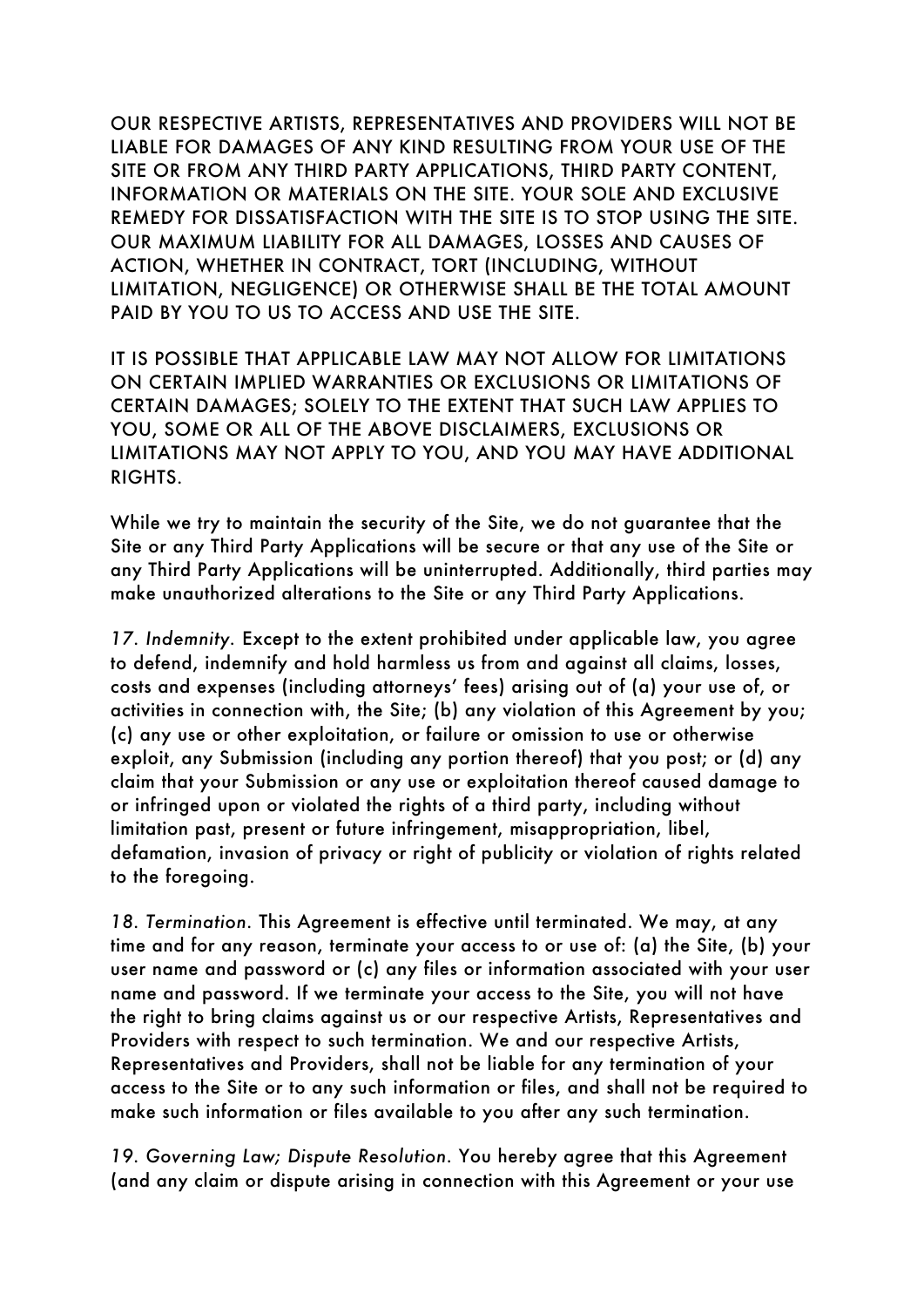OUR RESPECTIVE ARTISTS, REPRESENTATIVES AND PROVIDERS WILL NOT BE LIABLE FOR DAMAGES OF ANY KIND RESULTING FROM YOUR USE OF THE SITE OR FROM ANY THIRD PARTY APPLICATIONS, THIRD PARTY CONTENT, INFORMATION OR MATERIALS ON THE SITE. YOUR SOLE AND EXCLUSIVE REMEDY FOR DISSATISFACTION WITH THE SITE IS TO STOP USING THE SITE. OUR MAXIMUM LIABILITY FOR ALL DAMAGES, LOSSES AND CAUSES OF ACTION, WHETHER IN CONTRACT, TORT (INCLUDING, WITHOUT LIMITATION, NEGLIGENCE) OR OTHERWISE SHALL BE THE TOTAL AMOUNT PAID BY YOU TO US TO ACCESS AND USE THE SITE.

IT IS POSSIBLE THAT APPLICABLE LAW MAY NOT ALLOW FOR LIMITATIONS ON CERTAIN IMPLIED WARRANTIES OR EXCLUSIONS OR LIMITATIONS OF CERTAIN DAMAGES; SOLELY TO THE EXTENT THAT SUCH LAW APPLIES TO YOU, SOME OR ALL OF THE ABOVE DISCLAIMERS, EXCLUSIONS OR LIMITATIONS MAY NOT APPLY TO YOU, AND YOU MAY HAVE ADDITIONAL RIGHTS.

While we try to maintain the security of the Site, we do not guarantee that the Site or any Third Party Applications will be secure or that any use of the Site or any Third Party Applications will be uninterrupted. Additionally, third parties may make unauthorized alterations to the Site or any Third Party Applications.

*17. Indemnity.* Except to the extent prohibited under applicable law, you agree to defend, indemnify and hold harmless us from and against all claims, losses, costs and expenses (including attorneys' fees) arising out of (a) your use of, or activities in connection with, the Site; (b) any violation of this Agreement by you; (c) any use or other exploitation, or failure or omission to use or otherwise exploit, any Submission (including any portion thereof) that you post; or (d) any claim that your Submission or any use or exploitation thereof caused damage to or infringed upon or violated the rights of a third party, including without limitation past, present or future infringement, misappropriation, libel, defamation, invasion of privacy or right of publicity or violation of rights related to the foregoing.

*18. Termination.* This Agreement is effective until terminated. We may, at any time and for any reason, terminate your access to or use of: (a) the Site, (b) your user name and password or (c) any files or information associated with your user name and password. If we terminate your access to the Site, you will not have the right to bring claims against us or our respective Artists, Representatives and Providers with respect to such termination. We and our respective Artists, Representatives and Providers, shall not be liable for any termination of your access to the Site or to any such information or files, and shall not be required to make such information or files available to you after any such termination.

*19. Governing Law; Dispute Resolution.* You hereby agree that this Agreement (and any claim or dispute arising in connection with this Agreement or your use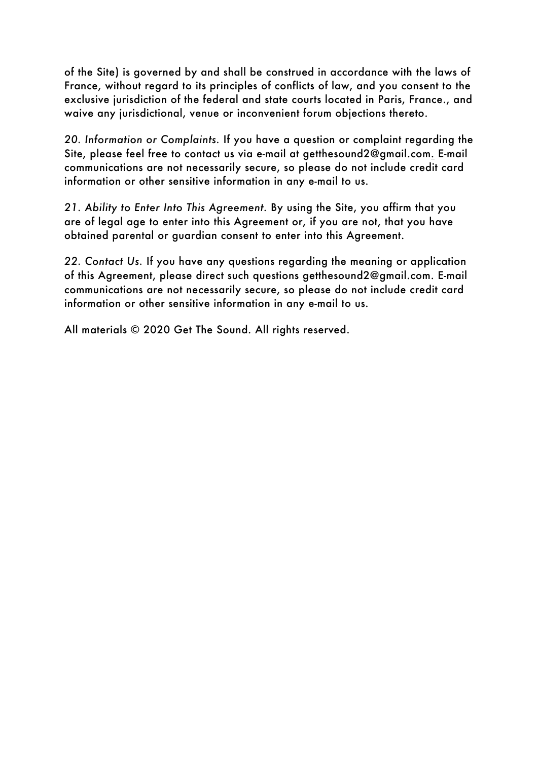of the Site) is governed by and shall be construed in accordance with the laws of France, without regard to its principles of conflicts of law, and you consent to the exclusive jurisdiction of the federal and state courts located in Paris, France., and waive any jurisdictional, venue or inconvenient forum objections thereto.

20. *Information or Complaints*. If you have a question or complaint regarding the Site, please feel free to contact us via e-mail at getthesound2@gmail.com. E-mail communications are not necessarily secure, so please do not include credit card information or other sensitive information in any e-mail to us.

21. *Ability to Enter Into This Agreement*. By using the Site, you affirm that you are of legal age to enter into this Agreement or, if you are not, that you have obtained parental or guardian consent to enter into this Agreement.

22. *Contact Us*. If you have any questions regarding the meaning or application of this Agreement, please direct such questions getthesound2@gmail.com. E-mail communications are not necessarily secure, so please do not include credit card information or other sensitive information in any e-mail to us.

All materials © 2020 Get The Sound. All rights reserved.